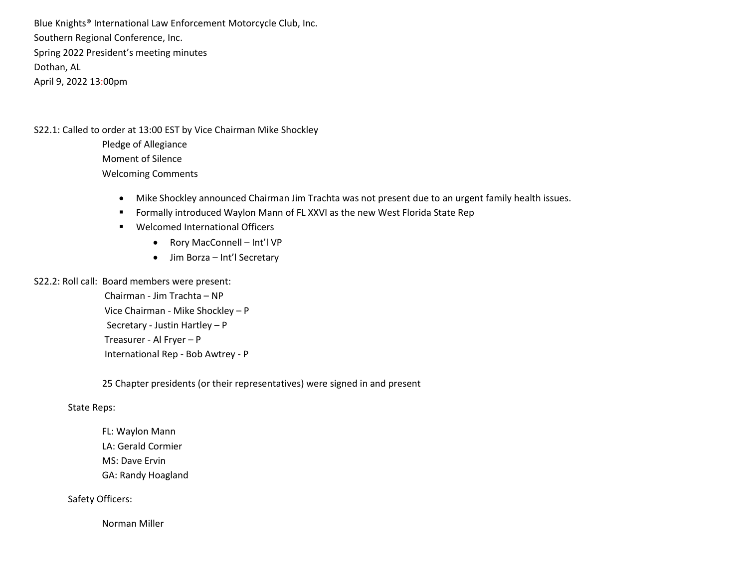Blue Knights® International Law Enforcement Motorcycle Club, Inc.
Southern Regional Conference, Inc.
Spring 2022 President's meeting minutes
Dothan, AL
April 9, 2022 13:00pm

S22.1: Called to order at 13:00 EST by Vice Chairman Mike Shockley

Pledge of Allegiance
Moment of Silence
Welcoming Comments

- Mike Shockley announced Chairman Jim Trachta was not present due to an urgent family health issues.
- Formally introduced Waylon Mann of FL XXVI as the new West Florida State Rep
- Welcomed International Officers
    - Rory MacConnell – Int'l VP
    - Jim Borza – Int'l Secretary

S22.2: Roll call: Board members were present:

Chairman - Jim Trachta – NP
Vice Chairman - Mike Shockley – P
Secretary - Justin Hartley – P
Treasurer - Al Fryer – P
International Rep - Bob Awtrey - P

25 Chapter presidents (or their representatives) were signed in and present

State Reps:

FL: Waylon Mann
LA: Gerald Cormier
MS: Dave Ervin
GA: Randy Hoagland

Safety Officers:

Norman Miller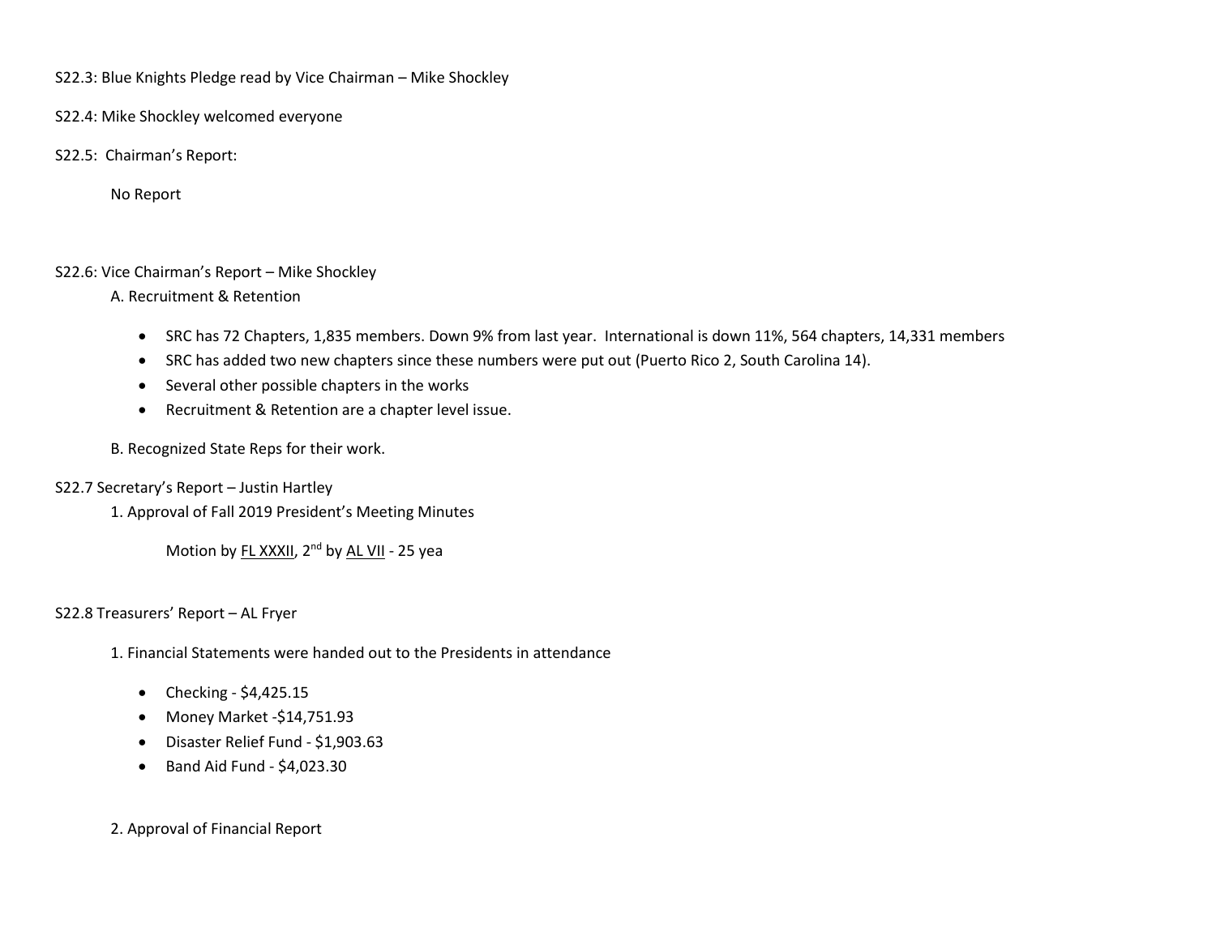S22.3: Blue Knights Pledge read by Vice Chairman – Mike Shockley

S22.4: Mike Shockley welcomed everyone

S22.5: Chairman's Report:

No Report

S22.6: Vice Chairman's Report – Mike Shockley

A. Recruitment & Retention

- SRC has 72 Chapters, 1,835 members. Down 9% from last year. International is down 11%, 564 chapters, 14,331 members
- SRC has added two new chapters since these numbers were put out (Puerto Rico 2, South Carolina 14).
- Several other possible chapters in the works
- Recruitment & Retention are a chapter level issue.

B. Recognized State Reps for their work.

S22.7 Secretary's Report – Justin Hartley

1. Approval of Fall 2019 President's Meeting Minutes

Motion by FL XXXII, 2nd by AL VII - 25 yea

S22.8 Treasurers' Report – AL Fryer

1. Financial Statements were handed out to the Presidents in attendance

- Checking - $4,425.15
- Money Market -$14,751.93
- Disaster Relief Fund - $1,903.63
- Band Aid Fund - $4,023.30

2. Approval of Financial Report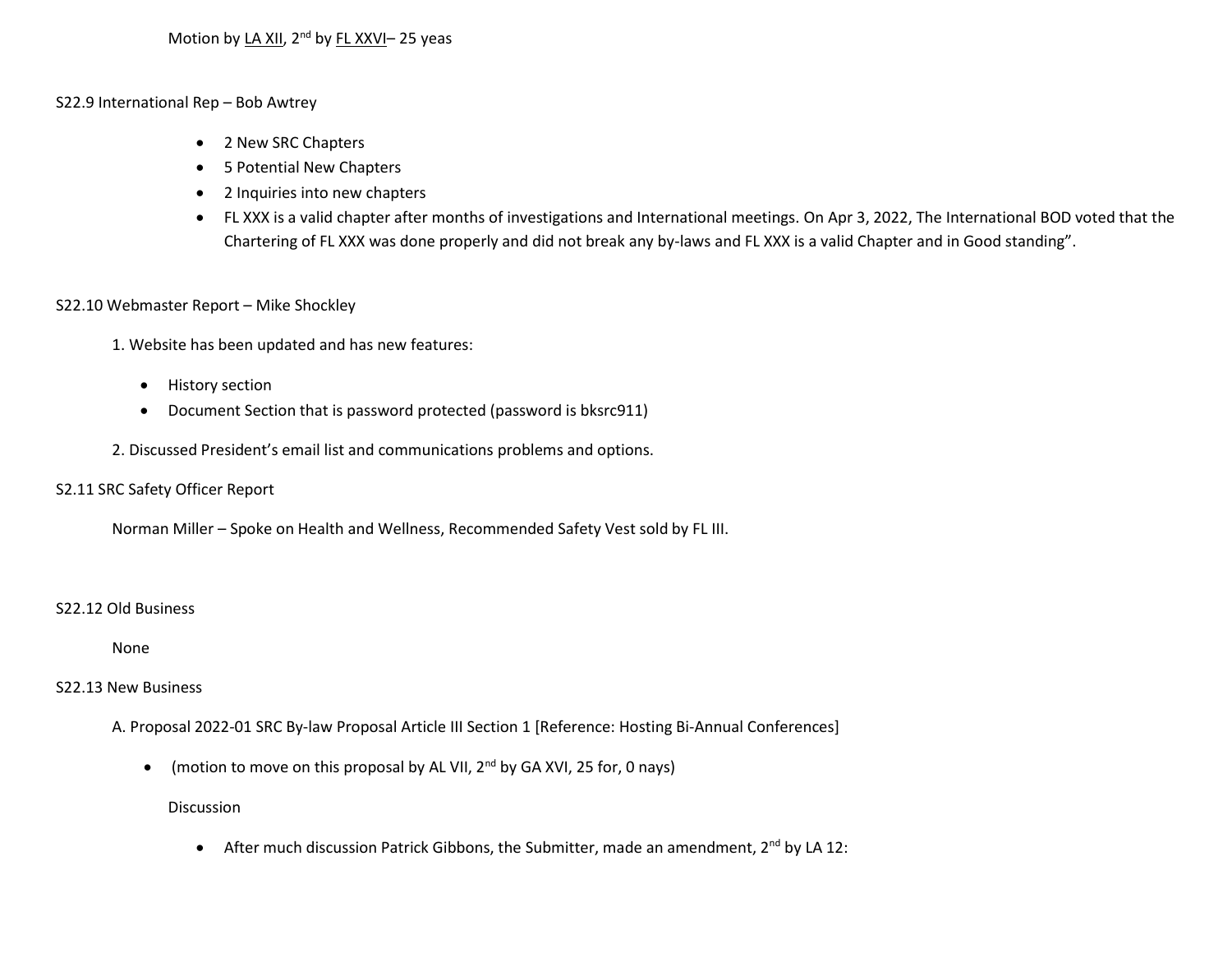Motion by LA XII, 2nd by FL XXVI– 25 yeas

S22.9 International Rep – Bob Awtrey

- 2 New SRC Chapters
- 5 Potential New Chapters
- 2 Inquiries into new chapters
- FL XXX is a valid chapter after months of investigations and International meetings. On Apr 3, 2022, The International BOD voted that the Chartering of FL XXX was done properly and did not break any by-laws and FL XXX is a valid Chapter and in Good standing".

S22.10 Webmaster Report – Mike Shockley

1. Website has been updated and has new features:
   - History section
   - Document Section that is password protected (password is bksrc911)
2. Discussed President's email list and communications problems and options.

S2.11 SRC Safety Officer Report

Norman Miller – Spoke on Health and Wellness, Recommended Safety Vest sold by FL III.

S22.12 Old Business

None

S22.13 New Business

A. Proposal 2022-01 SRC By-law Proposal Article III Section 1 [Reference: Hosting Bi-Annual Conferences]

- (motion to move on this proposal by AL VII, 2nd by GA XVI, 25 for, 0 nays)

  Discussion

  - After much discussion Patrick Gibbons, the Submitter, made an amendment, 2nd by LA 12: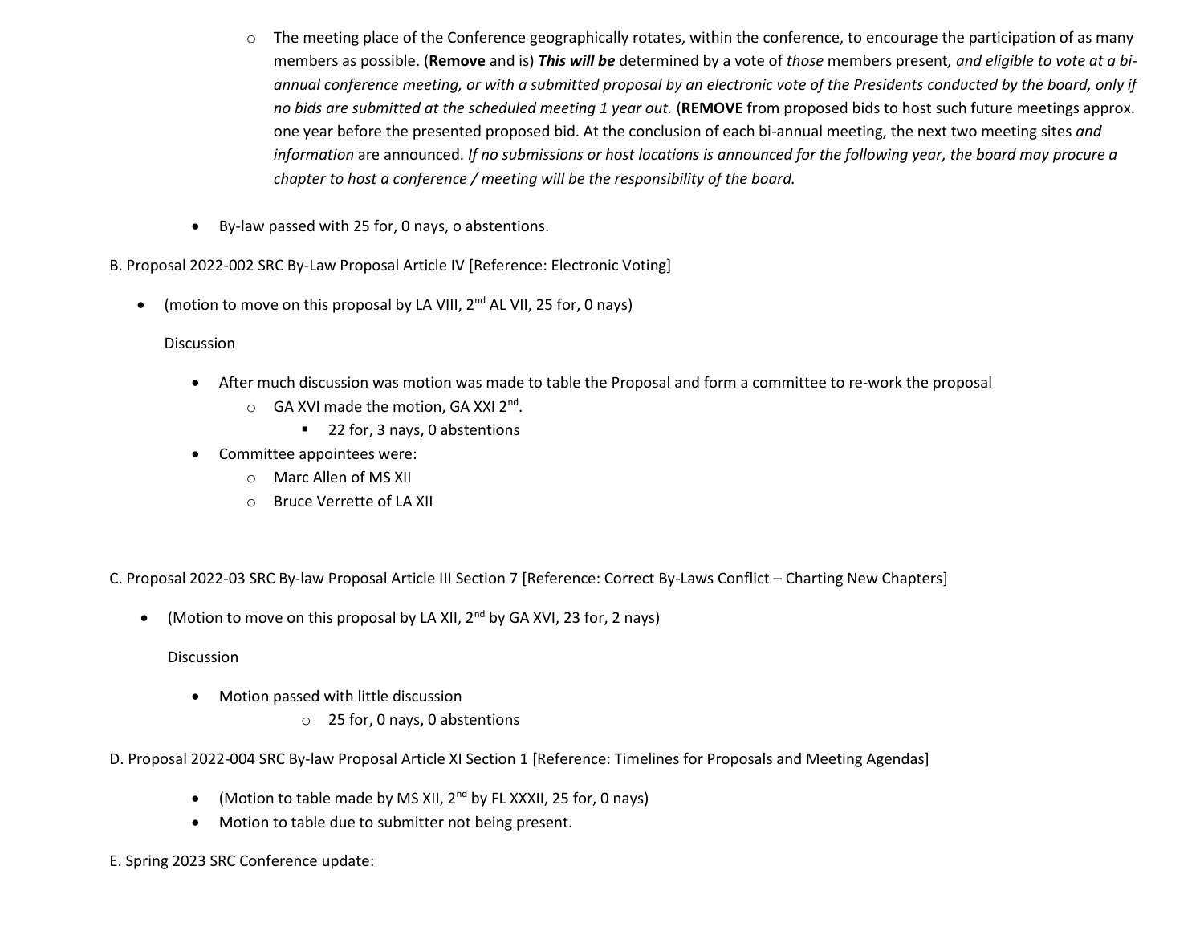- The meeting place of the Conference geographically rotates, within the conference, to encourage the participation of as many members as possible. (**Remove** and is) ***This will be*** determined by a vote of *those* members present*, and eligible to vote at a bi-annual conference meeting, or with a submitted proposal by an electronic vote of the Presidents conducted by the board, only if no bids are submitted at the scheduled meeting 1 year out.* (**REMOVE** from proposed bids to host such future meetings approx. one year before the presented proposed bid. At the conclusion of each bi-annual meeting, the next two meeting sites *and information* are announced. *If no submissions or host locations is announced for the following year, the board may procure a chapter to host a conference / meeting will be the responsibility of the board.*

- By-law passed with 25 for, 0 nays, o abstentions.

B. Proposal 2022-002 SRC By-Law Proposal Article IV [Reference: Electronic Voting]

- (motion to move on this proposal by LA VIII, 2nd AL VII, 25 for, 0 nays)

  Discussion

  - After much discussion was motion was made to table the Proposal and form a committee to re-work the proposal
    - GA XVI made the motion, GA XXI 2nd.
      - 22 for, 3 nays, 0 abstentions
  - Committee appointees were:
    - Marc Allen of MS XII
    - Bruce Verrette of LA XII

C. Proposal 2022-03 SRC By-law Proposal Article III Section 7 [Reference: Correct By-Laws Conflict – Charting New Chapters]

- (Motion to move on this proposal by LA XII, 2nd by GA XVI, 23 for, 2 nays)

  Discussion

  - Motion passed with little discussion
    - 25 for, 0 nays, 0 abstentions

D. Proposal 2022-004 SRC By-law Proposal Article XI Section 1 [Reference: Timelines for Proposals and Meeting Agendas]

- (Motion to table made by MS XII, 2nd by FL XXXII, 25 for, 0 nays)
- Motion to table due to submitter not being present.

E. Spring 2023 SRC Conference update: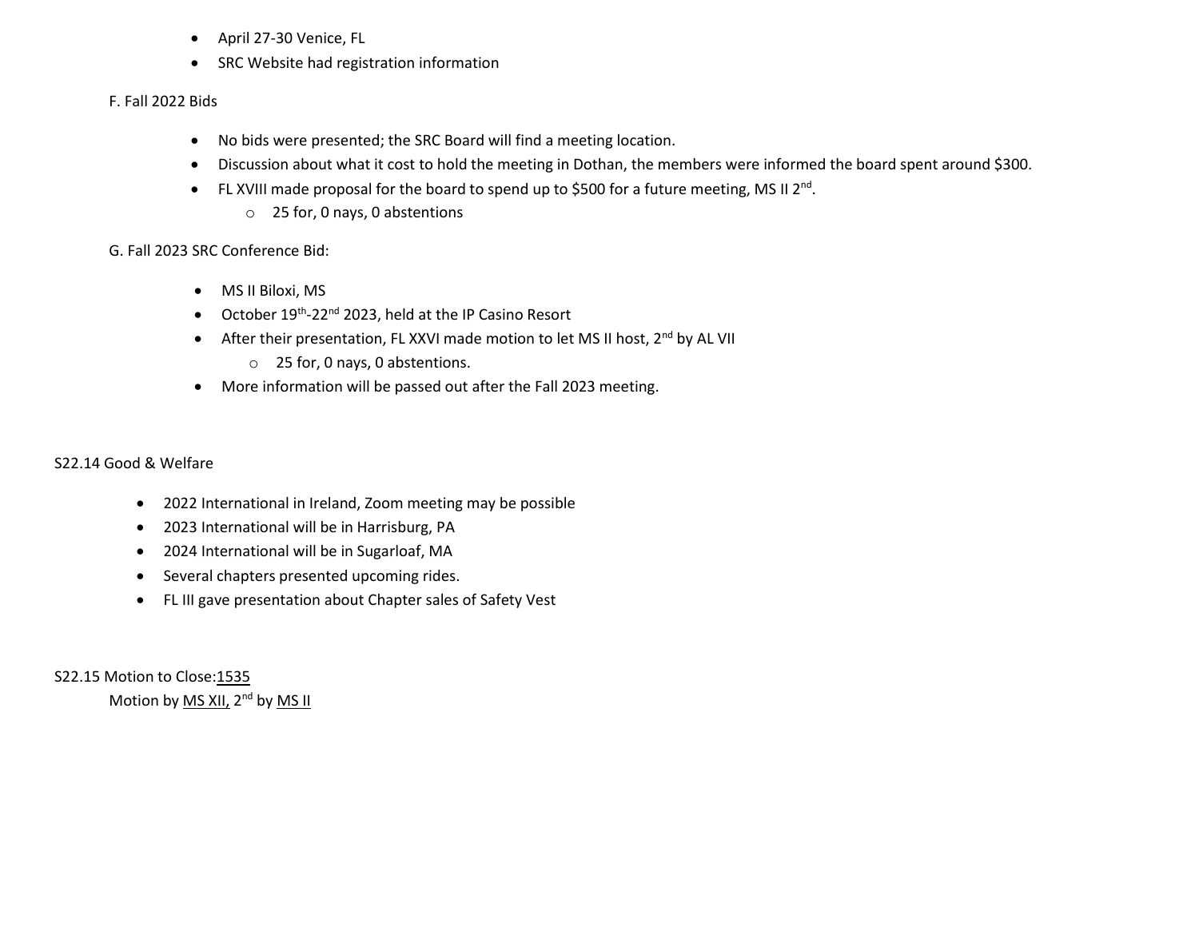- April 27-30 Venice, FL
- SRC Website had registration information

F. Fall 2022 Bids

- No bids were presented; the SRC Board will find a meeting location.
- Discussion about what it cost to hold the meeting in Dothan, the members were informed the board spent around $300.
- FL XVIII made proposal for the board to spend up to $500 for a future meeting, MS II 2nd.
  - 25 for, 0 nays, 0 abstentions

G. Fall 2023 SRC Conference Bid:

- MS II Biloxi, MS
- October 19th-22nd 2023, held at the IP Casino Resort
- After their presentation, FL XXVI made motion to let MS II host, 2nd by AL VII
  - 25 for, 0 nays, 0 abstentions.
- More information will be passed out after the Fall 2023 meeting.

S22.14 Good & Welfare

- 2022 International in Ireland, Zoom meeting may be possible
- 2023 International will be in Harrisburg, PA
- 2024 International will be in Sugarloaf, MA
- Several chapters presented upcoming rides.
- FL III gave presentation about Chapter sales of Safety Vest

S22.15 Motion to Close: <u>1535</u>

Motion by <u>MS XII,</u> 2nd by <u>MS II</u>